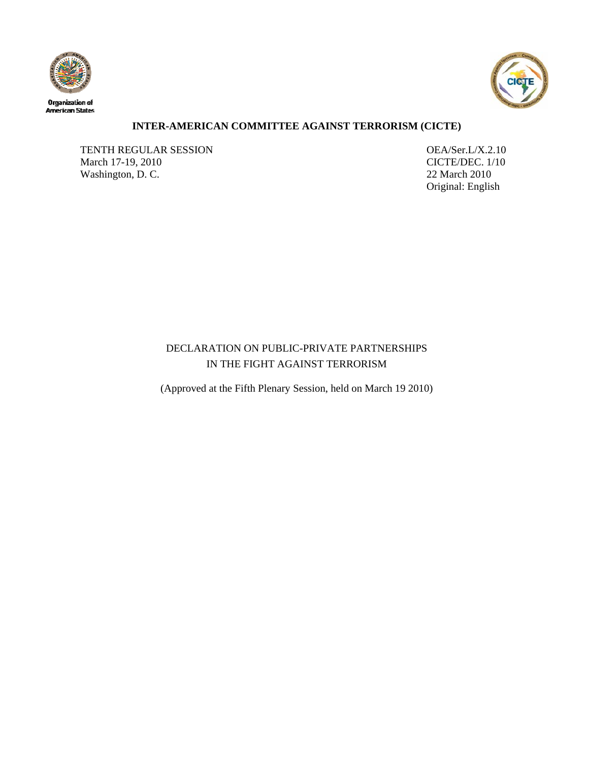Organization of American States

**INTER-AMERICAN COMMITTEE AGAINST TERRORISM (CICTE)**

| | |
|---|---|
| TENTH REGULAR SESSION | OEA/Ser.L/X.2.10 |
| March 17-19, 2010 | CICTE/DEC. 1/10 |
| Washington, D. C. | 22 March 2010 |
| | Original: English |

# DECLARATION ON PUBLIC-PRIVATE PARTNERSHIPS IN THE FIGHT AGAINST TERRORISM

(Approved at the Fifth Plenary Session, held on March 19 2010)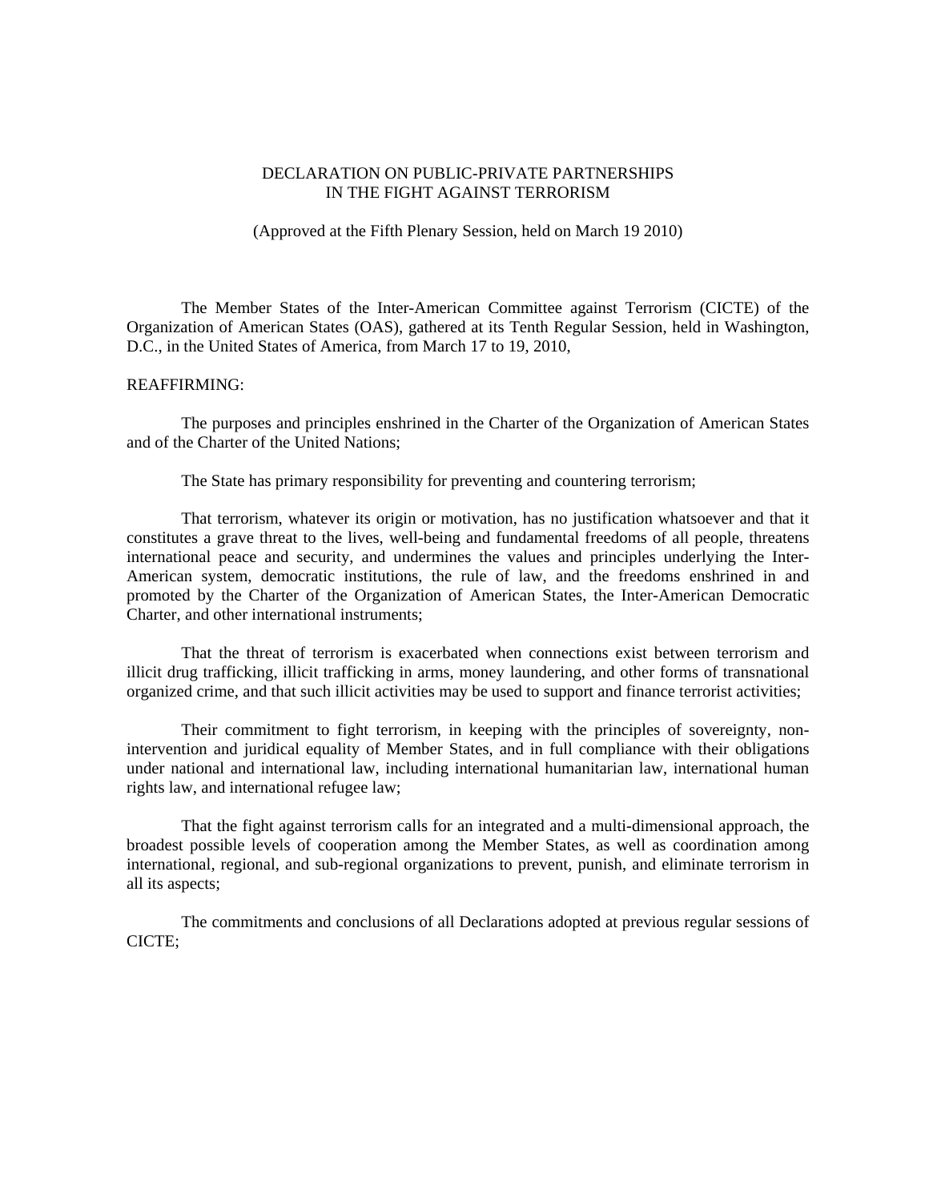# DECLARATION ON PUBLIC-PRIVATE PARTNERSHIPS IN THE FIGHT AGAINST TERRORISM

(Approved at the Fifth Plenary Session, held on March 19 2010)

The Member States of the Inter-American Committee against Terrorism (CICTE) of the Organization of American States (OAS), gathered at its Tenth Regular Session, held in Washington, D.C., in the United States of America, from March 17 to 19, 2010,

REAFFIRMING:

The purposes and principles enshrined in the Charter of the Organization of American States and of the Charter of the United Nations;

The State has primary responsibility for preventing and countering terrorism;

That terrorism, whatever its origin or motivation, has no justification whatsoever and that it constitutes a grave threat to the lives, well-being and fundamental freedoms of all people, threatens international peace and security, and undermines the values and principles underlying the Inter-American system, democratic institutions, the rule of law, and the freedoms enshrined in and promoted by the Charter of the Organization of American States, the Inter-American Democratic Charter, and other international instruments;

That the threat of terrorism is exacerbated when connections exist between terrorism and illicit drug trafficking, illicit trafficking in arms, money laundering, and other forms of transnational organized crime, and that such illicit activities may be used to support and finance terrorist activities;

Their commitment to fight terrorism, in keeping with the principles of sovereignty, non-intervention and juridical equality of Member States, and in full compliance with their obligations under national and international law, including international humanitarian law, international human rights law, and international refugee law;

That the fight against terrorism calls for an integrated and a multi-dimensional approach, the broadest possible levels of cooperation among the Member States, as well as coordination among international, regional, and sub-regional organizations to prevent, punish, and eliminate terrorism in all its aspects;

The commitments and conclusions of all Declarations adopted at previous regular sessions of CICTE;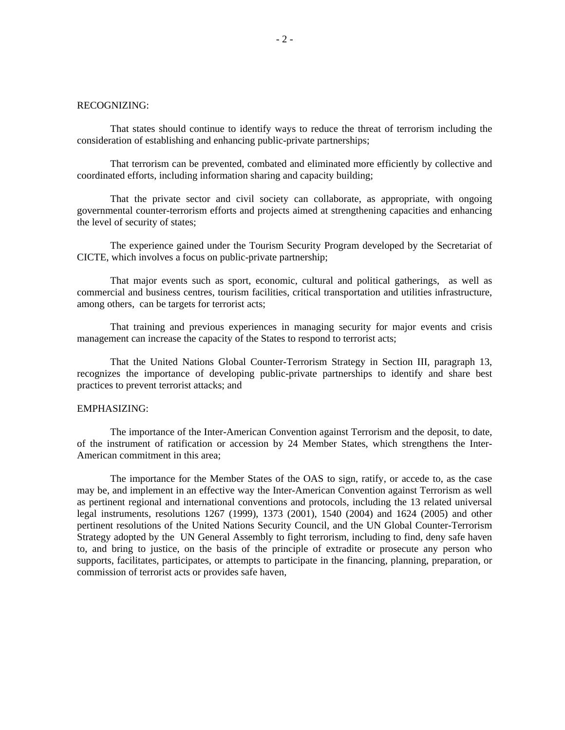RECOGNIZING:

That states should continue to identify ways to reduce the threat of terrorism including the consideration of establishing and enhancing public-private partnerships;

That terrorism can be prevented, combated and eliminated more efficiently by collective and coordinated efforts, including information sharing and capacity building;

That the private sector and civil society can collaborate, as appropriate, with ongoing governmental counter-terrorism efforts and projects aimed at strengthening capacities and enhancing the level of security of states;

The experience gained under the Tourism Security Program developed by the Secretariat of CICTE, which involves a focus on public-private partnership;

That major events such as sport, economic, cultural and political gatherings, as well as commercial and business centres, tourism facilities, critical transportation and utilities infrastructure, among others, can be targets for terrorist acts;

That training and previous experiences in managing security for major events and crisis management can increase the capacity of the States to respond to terrorist acts;

That the United Nations Global Counter-Terrorism Strategy in Section III, paragraph 13, recognizes the importance of developing public-private partnerships to identify and share best practices to prevent terrorist attacks; and

EMPHASIZING:

The importance of the Inter-American Convention against Terrorism and the deposit, to date, of the instrument of ratification or accession by 24 Member States, which strengthens the Inter-American commitment in this area;

The importance for the Member States of the OAS to sign, ratify, or accede to, as the case may be, and implement in an effective way the Inter-American Convention against Terrorism as well as pertinent regional and international conventions and protocols, including the 13 related universal legal instruments, resolutions 1267 (1999), 1373 (2001), 1540 (2004) and 1624 (2005) and other pertinent resolutions of the United Nations Security Council, and the UN Global Counter-Terrorism Strategy adopted by the UN General Assembly to fight terrorism, including to find, deny safe haven to, and bring to justice, on the basis of the principle of extradite or prosecute any person who supports, facilitates, participates, or attempts to participate in the financing, planning, preparation, or commission of terrorist acts or provides safe haven,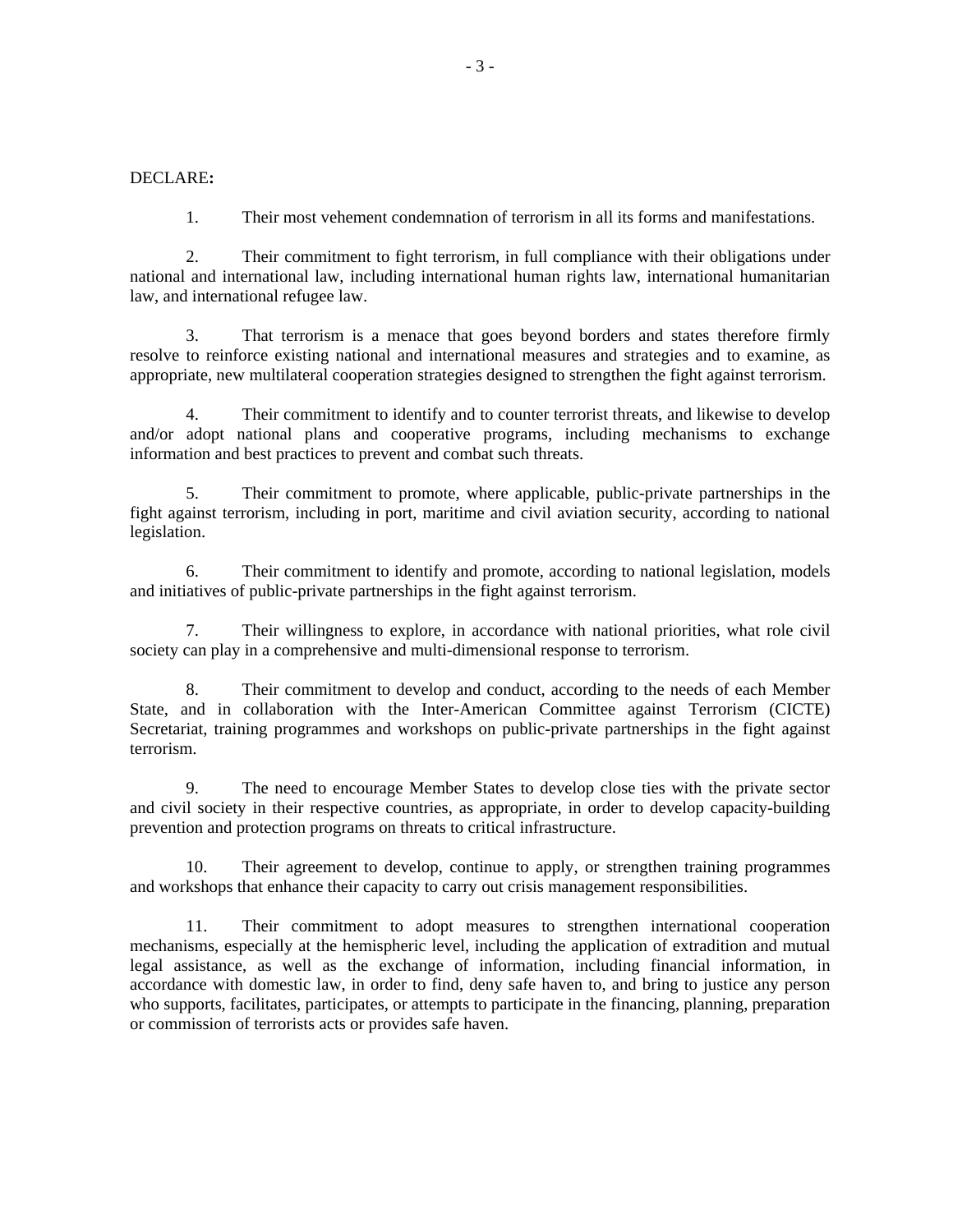DECLARE**:**

1. Their most vehement condemnation of terrorism in all its forms and manifestations.

2. Their commitment to fight terrorism, in full compliance with their obligations under national and international law, including international human rights law, international humanitarian law, and international refugee law.

3. That terrorism is a menace that goes beyond borders and states therefore firmly resolve to reinforce existing national and international measures and strategies and to examine, as appropriate, new multilateral cooperation strategies designed to strengthen the fight against terrorism.

4. Their commitment to identify and to counter terrorist threats, and likewise to develop and/or adopt national plans and cooperative programs, including mechanisms to exchange information and best practices to prevent and combat such threats.

5. Their commitment to promote, where applicable, public-private partnerships in the fight against terrorism, including in port, maritime and civil aviation security, according to national legislation.

6. Their commitment to identify and promote, according to national legislation, models and initiatives of public-private partnerships in the fight against terrorism.

7. Their willingness to explore, in accordance with national priorities, what role civil society can play in a comprehensive and multi-dimensional response to terrorism.

8. Their commitment to develop and conduct, according to the needs of each Member State, and in collaboration with the Inter-American Committee against Terrorism (CICTE) Secretariat, training programmes and workshops on public-private partnerships in the fight against terrorism.

9. The need to encourage Member States to develop close ties with the private sector and civil society in their respective countries, as appropriate, in order to develop capacity-building prevention and protection programs on threats to critical infrastructure.

10. Their agreement to develop, continue to apply, or strengthen training programmes and workshops that enhance their capacity to carry out crisis management responsibilities.

11. Their commitment to adopt measures to strengthen international cooperation mechanisms, especially at the hemispheric level, including the application of extradition and mutual legal assistance, as well as the exchange of information, including financial information, in accordance with domestic law, in order to find, deny safe haven to, and bring to justice any person who supports, facilitates, participates, or attempts to participate in the financing, planning, preparation or commission of terrorists acts or provides safe haven.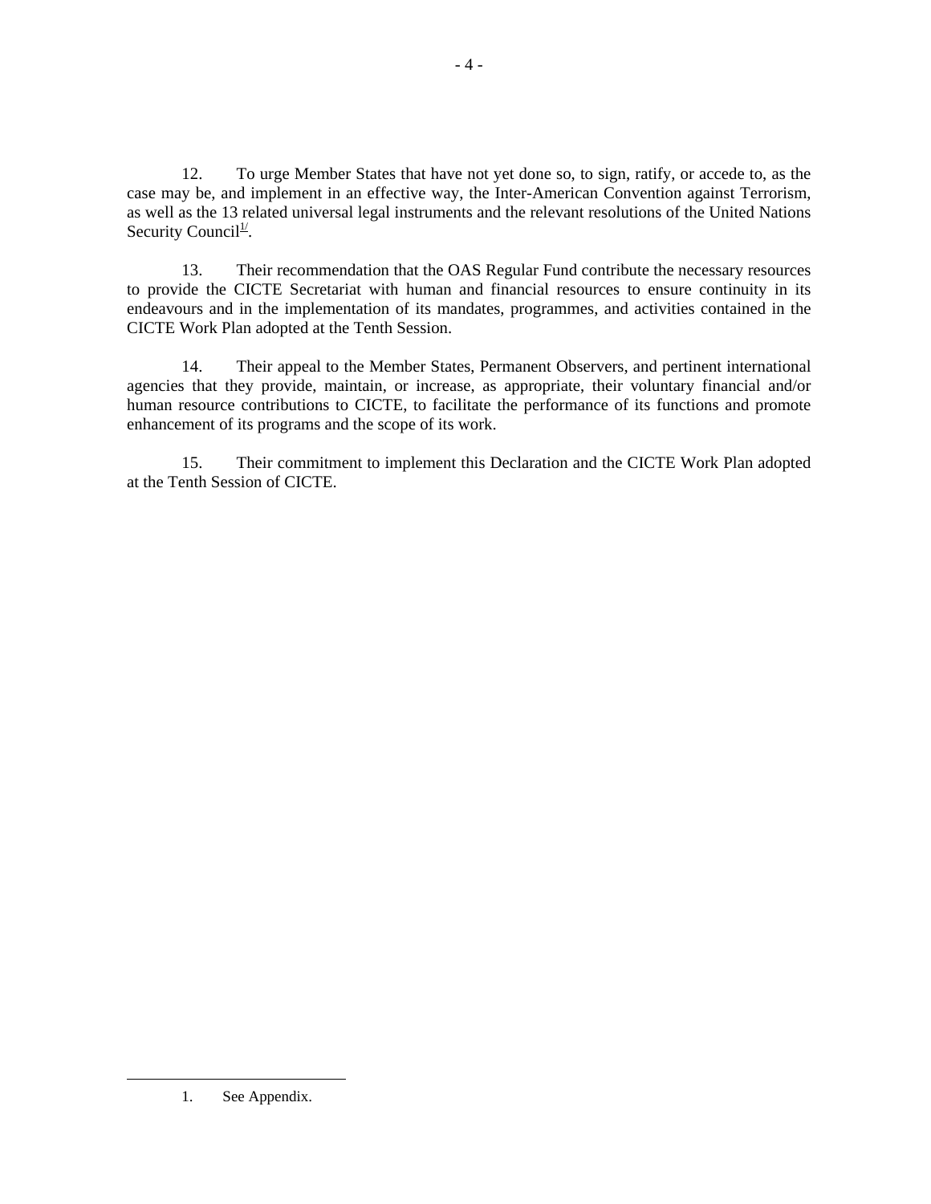12. To urge Member States that have not yet done so, to sign, ratify, or accede to, as the case may be, and implement in an effective way, the Inter-American Convention against Terrorism, as well as the 13 related universal legal instruments and the relevant resolutions of the United Nations Security Council[1].

13. Their recommendation that the OAS Regular Fund contribute the necessary resources to provide the CICTE Secretariat with human and financial resources to ensure continuity in its endeavours and in the implementation of its mandates, programmes, and activities contained in the CICTE Work Plan adopted at the Tenth Session.

14. Their appeal to the Member States, Permanent Observers, and pertinent international agencies that they provide, maintain, or increase, as appropriate, their voluntary financial and/or human resource contributions to CICTE, to facilitate the performance of its functions and promote enhancement of its programs and the scope of its work.

15. Their commitment to implement this Declaration and the CICTE Work Plan adopted at the Tenth Session of CICTE.

---

1. See Appendix.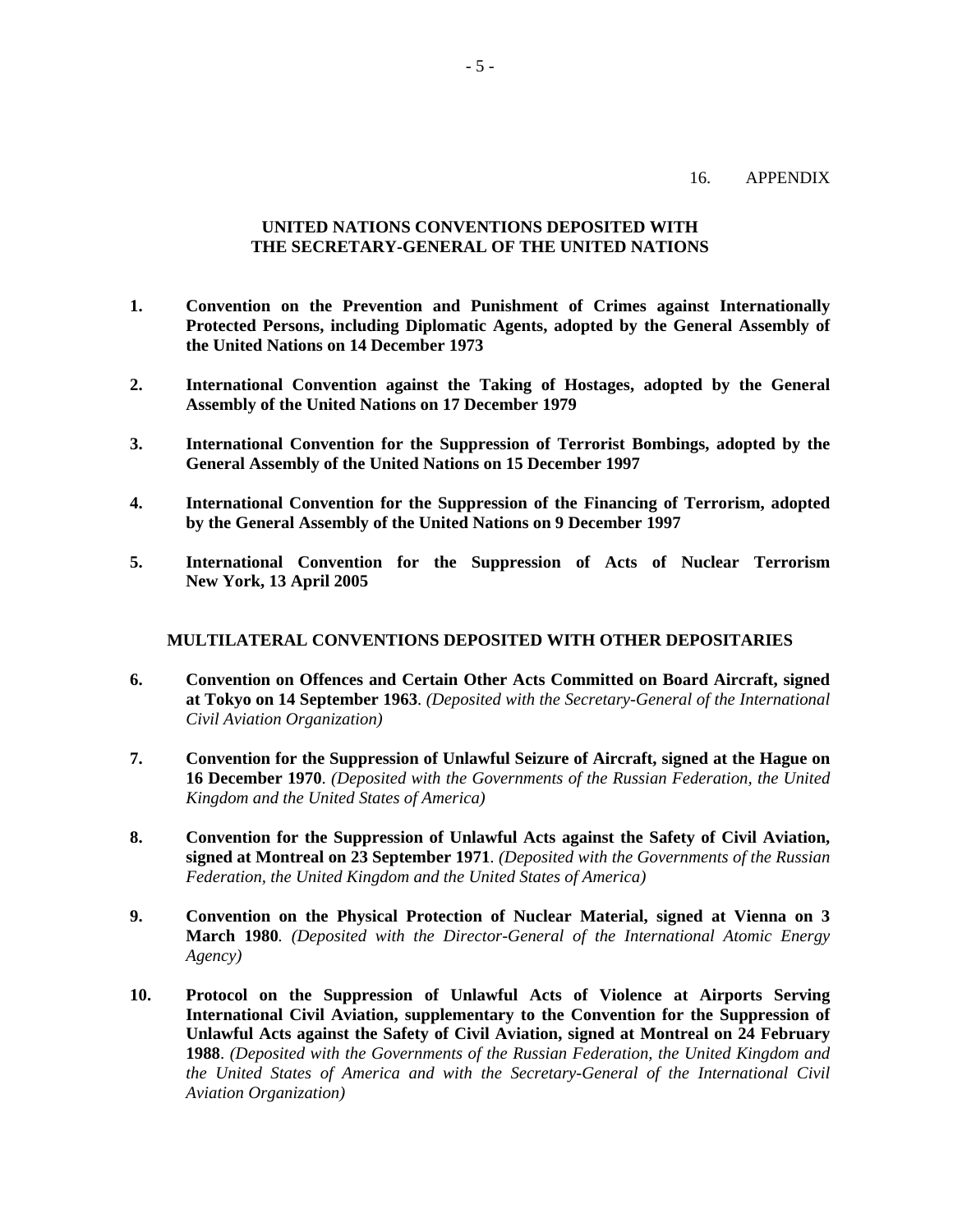16. APPENDIX

## UNITED NATIONS CONVENTIONS DEPOSITED WITH THE SECRETARY-GENERAL OF THE UNITED NATIONS

1. **Convention on the Prevention and Punishment of Crimes against Internationally Protected Persons, including Diplomatic Agents, adopted by the General Assembly of the United Nations on 14 December 1973**

2. **International Convention against the Taking of Hostages, adopted by the General Assembly of the United Nations on 17 December 1979**

3. **International Convention for the Suppression of Terrorist Bombings, adopted by the General Assembly of the United Nations on 15 December 1997**

4. **International Convention for the Suppression of the Financing of Terrorism, adopted by the General Assembly of the United Nations on 9 December 1997**

5. **International Convention for the Suppression of Acts of Nuclear Terrorism New York, 13 April 2005**

## MULTILATERAL CONVENTIONS DEPOSITED WITH OTHER DEPOSITARIES

6. **Convention on Offences and Certain Other Acts Committed on Board Aircraft, signed at Tokyo on 14 September 1963**. *(Deposited with the Secretary-General of the International Civil Aviation Organization)*

7. **Convention for the Suppression of Unlawful Seizure of Aircraft, signed at the Hague on 16 December 1970**. *(Deposited with the Governments of the Russian Federation, the United Kingdom and the United States of America)*

8. **Convention for the Suppression of Unlawful Acts against the Safety of Civil Aviation, signed at Montreal on 23 September 1971**. *(Deposited with the Governments of the Russian Federation, the United Kingdom and the United States of America)*

9. **Convention on the Physical Protection of Nuclear Material, signed at Vienna on 3 March 1980**. *(Deposited with the Director-General of the International Atomic Energy Agency)*

10. **Protocol on the Suppression of Unlawful Acts of Violence at Airports Serving International Civil Aviation, supplementary to the Convention for the Suppression of Unlawful Acts against the Safety of Civil Aviation, signed at Montreal on 24 February 1988**. *(Deposited with the Governments of the Russian Federation, the United Kingdom and the United States of America and with the Secretary-General of the International Civil Aviation Organization)*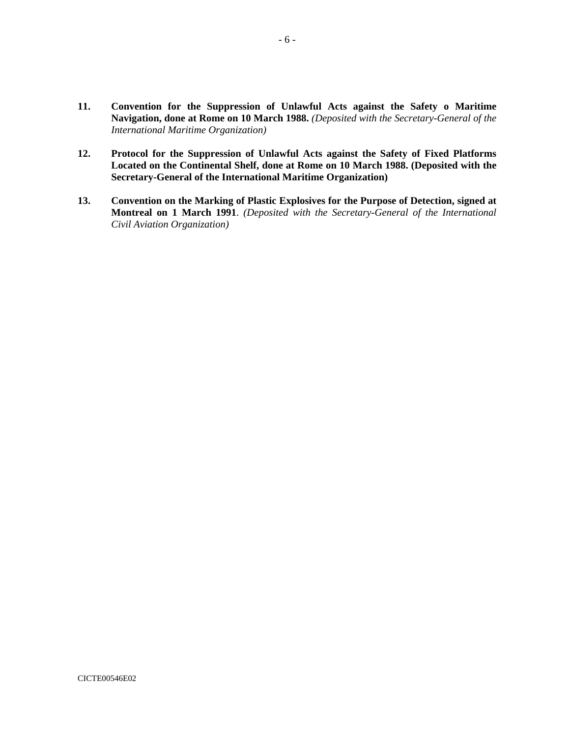11. **Convention for the Suppression of Unlawful Acts against the Safety o Maritime Navigation, done at Rome on 10 March 1988.** *(Deposited with the Secretary-General of the International Maritime Organization)*

12. **Protocol for the Suppression of Unlawful Acts against the Safety of Fixed Platforms Located on the Continental Shelf, done at Rome on 10 March 1988. (Deposited with the Secretary-General of the International Maritime Organization)**

13. **Convention on the Marking of Plastic Explosives for the Purpose of Detection, signed at Montreal on 1 March 1991**. *(Deposited with the Secretary-General of the International Civil Aviation Organization)*

CICTE00546E02